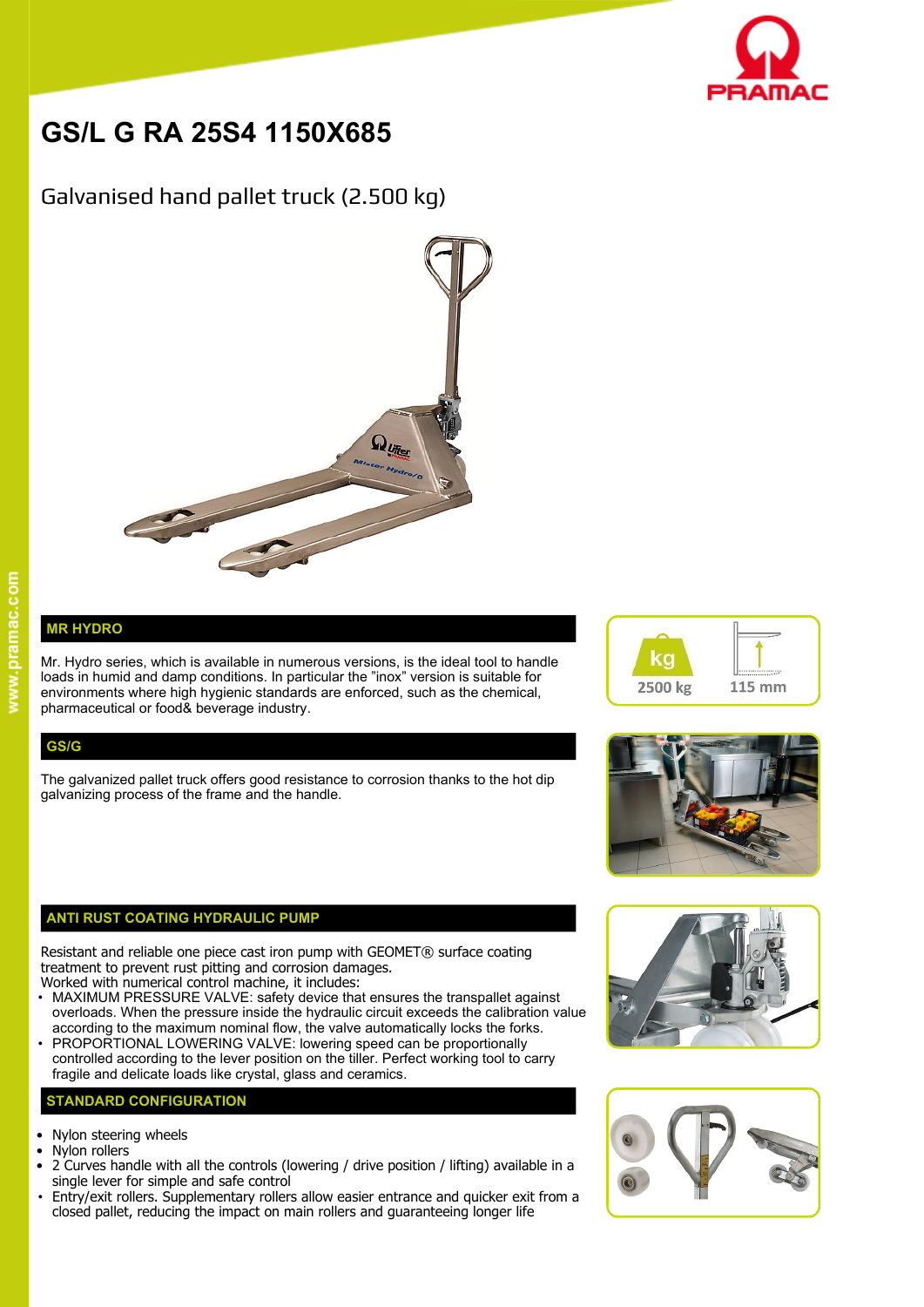# GS/L G RA 25S4 1150X685

## Galvanised hand pallet truck (2.500 kg)

2500 kg

115 mm

## MR HYDRO

Mr. Hydro series, which is available in numerous versions, is the ideal tool to handle loads in humid and damp conditions. In particular the "inox" version is suitable for environments where high hygienic standards are enforced, such as the chemical, pharmaceutical or food& beverage industry.

## GS/G

The galvanized pallet truck offers good resistance to corrosion thanks to the hot dip galvanizing process of the frame and the handle.

## ANTI RUST COATING HYDRAULIC PUMP

Resistant and reliable one piece cast iron pump with GEOMET® surface coating treatment to prevent rust pitting and corrosion damages.
Worked with numerical control machine, it includes:

- MAXIMUM PRESSURE VALVE: safety device that ensures the transpallet against overloads. When the pressure inside the hydraulic circuit exceeds the calibration value according to the maximum nominal flow, the valve automatically locks the forks.
- PROPORTIONAL LOWERING VALVE: lowering speed can be proportionally controlled according to the lever position on the tiller. Perfect working tool to carry fragile and delicate loads like crystal, glass and ceramics.

## STANDARD CONFIGURATION

- Nylon steering wheels
- Nylon rollers
- 2 Curves handle with all the controls (lowering / drive position / lifting) available in a single lever for simple and safe control
- Entry/exit rollers. Supplementary rollers allow easier entrance and quicker exit from a closed pallet, reducing the impact on main rollers and guaranteeing longer life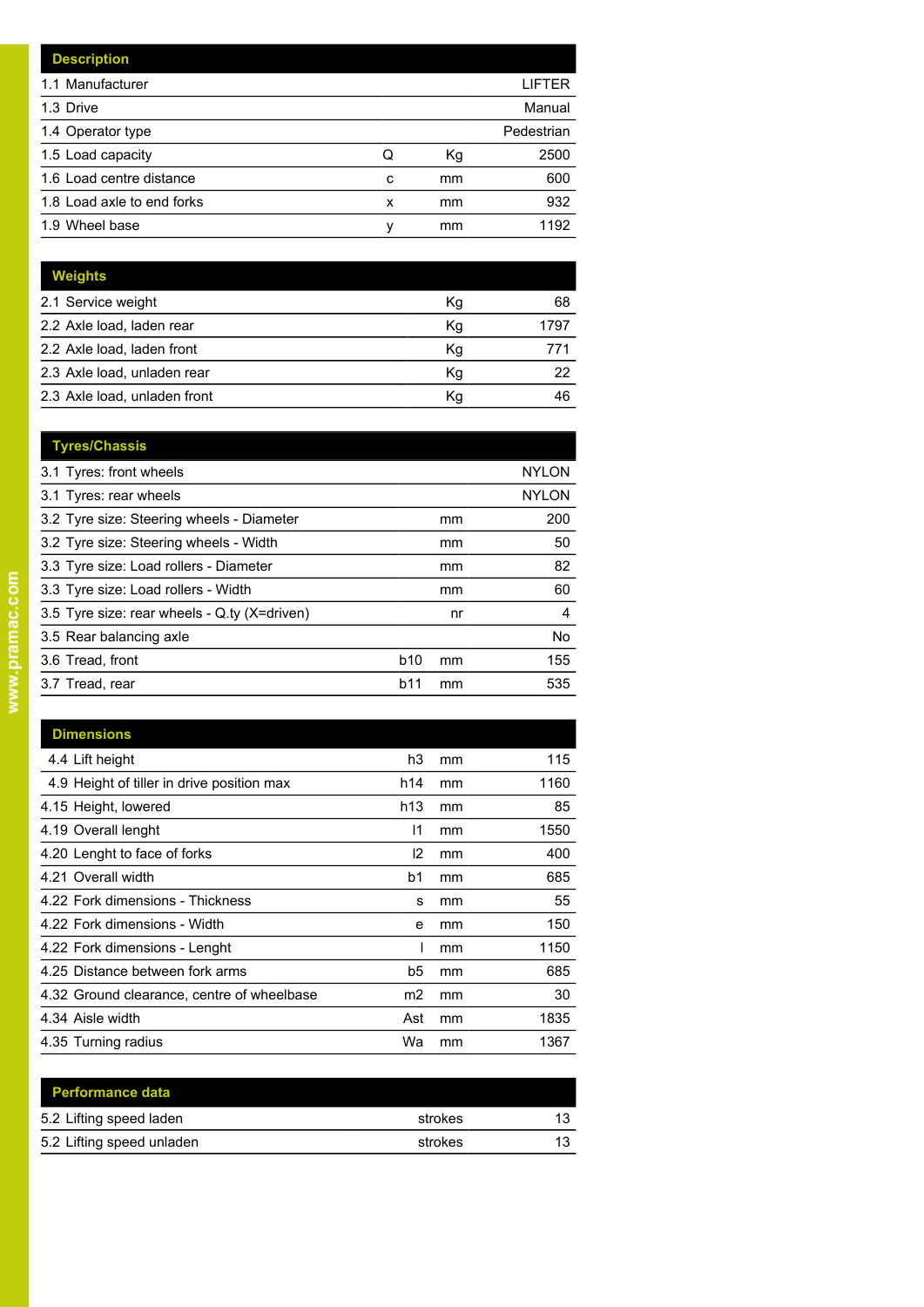| Description | | | |
|---|---|---|---|
| 1.1 Manufacturer | | | LIFTER |
| 1.3 Drive | | | Manual |
| 1.4 Operator type | | | Pedestrian |
| 1.5 Load capacity | Q | Kg | 2500 |
| 1.6 Load centre distance | c | mm | 600 |
| 1.8 Load axle to end forks | x | mm | 932 |
| 1.9 Wheel base | y | mm | 1192 |

| Weights | | | |
|---|---|---|---|
| 2.1 Service weight | | Kg | 68 |
| 2.2 Axle load, laden rear | | Kg | 1797 |
| 2.2 Axle load, laden front | | Kg | 771 |
| 2.3 Axle load, unladen rear | | Kg | 22 |
| 2.3 Axle load, unladen front | | Kg | 46 |

| Tyres/Chassis | | | |
|---|---|---|---|
| 3.1 Tyres: front wheels | | | NYLON |
| 3.1 Tyres: rear wheels | | | NYLON |
| 3.2 Tyre size: Steering wheels - Diameter | | mm | 200 |
| 3.2 Tyre size: Steering wheels - Width | | mm | 50 |
| 3.3 Tyre size: Load rollers - Diameter | | mm | 82 |
| 3.3 Tyre size: Load rollers - Width | | mm | 60 |
| 3.5 Tyre size: rear wheels - Q.ty (X=driven) | | nr | 4 |
| 3.5 Rear balancing axle | | | No |
| 3.6 Tread, front | b10 | mm | 155 |
| 3.7 Tread, rear | b11 | mm | 535 |

| Dimensions | | | |
|---|---|---|---|
| 4.4 Lift height | h3 | mm | 115 |
| 4.9 Height of tiller in drive position max | h14 | mm | 1160 |
| 4.15 Height, lowered | h13 | mm | 85 |
| 4.19 Overall lenght | l1 | mm | 1550 |
| 4.20 Lenght to face of forks | l2 | mm | 400 |
| 4.21 Overall width | b1 | mm | 685 |
| 4.22 Fork dimensions - Thickness | s | mm | 55 |
| 4.22 Fork dimensions - Width | e | mm | 150 |
| 4.22 Fork dimensions - Lenght | l | mm | 1150 |
| 4.25 Distance between fork arms | b5 | mm | 685 |
| 4.32 Ground clearance, centre of wheelbase | m2 | mm | 30 |
| 4.34 Aisle width | Ast | mm | 1835 |
| 4.35 Turning radius | Wa | mm | 1367 |

| Performance data | | | |
|---|---|---|---|
| 5.2 Lifting speed laden | | strokes | 13 |
| 5.2 Lifting speed unladen | | strokes | 13 |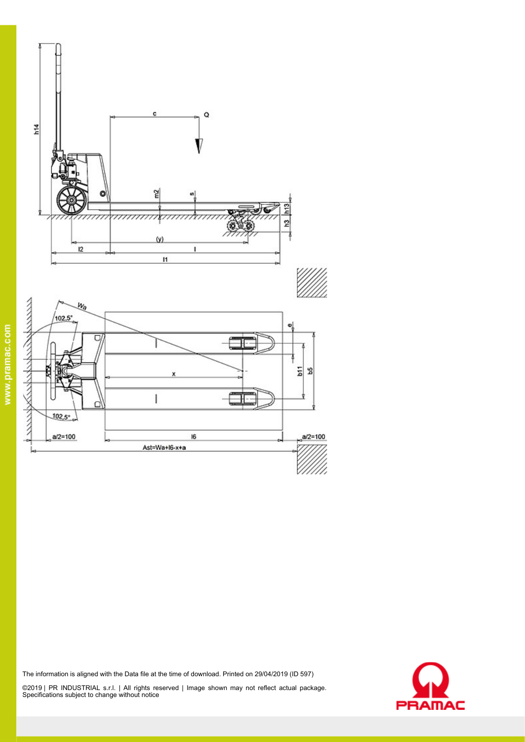h14

c

Q

m2

s

h13

h3

(y)

l2

l

l1

Wa

102,5°

e

x

b11

b5

102,5°

a/2=100

l6

a/2=100

Ast=Wa+l6-x+a

The information is aligned with the Data file at the time of download. Printed on 29/04/2019 (ID 597)

©2019 | PR INDUSTRIAL s.r.l. | All rights reserved | Image shown may not reflect actual package. Specifications subject to change without notice